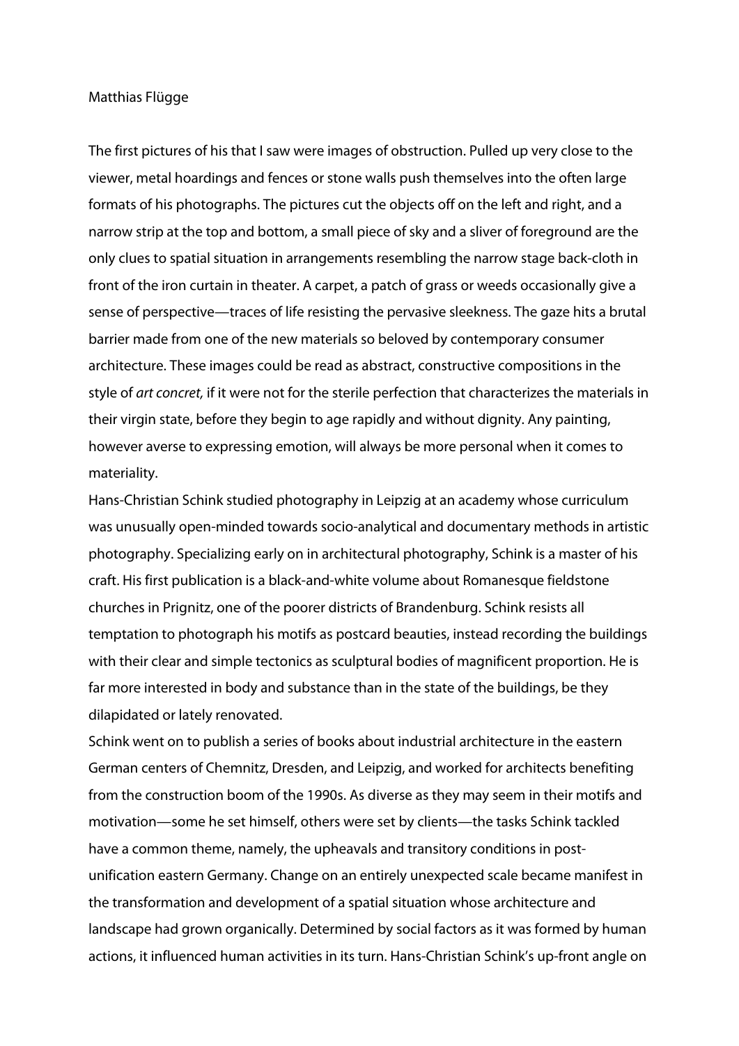Matthias Flügge

The first pictures of his that I saw were images of obstruction. Pulled up very close to the viewer, metal hoardings and fences or stone walls push themselves into the often large formats of his photographs. The pictures cut the objects off on the left and right, and a narrow strip at the top and bottom, a small piece of sky and a sliver of foreground are the only clues to spatial situation in arrangements resembling the narrow stage back-cloth in front of the iron curtain in theater. A carpet, a patch of grass or weeds occasionally give a sense of perspective—traces of life resisting the pervasive sleekness. The gaze hits a brutal barrier made from one of the new materials so beloved by contemporary consumer architecture. These images could be read as abstract, constructive compositions in the style of *art concret,* if it were not for the sterile perfection that characterizes the materials in their virgin state, before they begin to age rapidly and without dignity. Any painting, however averse to expressing emotion, will always be more personal when it comes to materiality.

Hans-Christian Schink studied photography in Leipzig at an academy whose curriculum was unusually open-minded towards socio-analytical and documentary methods in artistic photography. Specializing early on in architectural photography, Schink is a master of his craft. His first publication is a black-and-white volume about Romanesque fieldstone churches in Prignitz, one of the poorer districts of Brandenburg. Schink resists all temptation to photograph his motifs as postcard beauties, instead recording the buildings with their clear and simple tectonics as sculptural bodies of magnificent proportion. He is far more interested in body and substance than in the state of the buildings, be they dilapidated or lately renovated.

Schink went on to publish a series of books about industrial architecture in the eastern German centers of Chemnitz, Dresden, and Leipzig, and worked for architects benefiting from the construction boom of the 1990s. As diverse as they may seem in their motifs and motivation—some he set himself, others were set by clients—the tasks Schink tackled have a common theme, namely, the upheavals and transitory conditions in post-unification eastern Germany. Change on an entirely unexpected scale became manifest in the transformation and development of a spatial situation whose architecture and landscape had grown organically. Determined by social factors as it was formed by human actions, it influenced human activities in its turn. Hans-Christian Schink's up-front angle on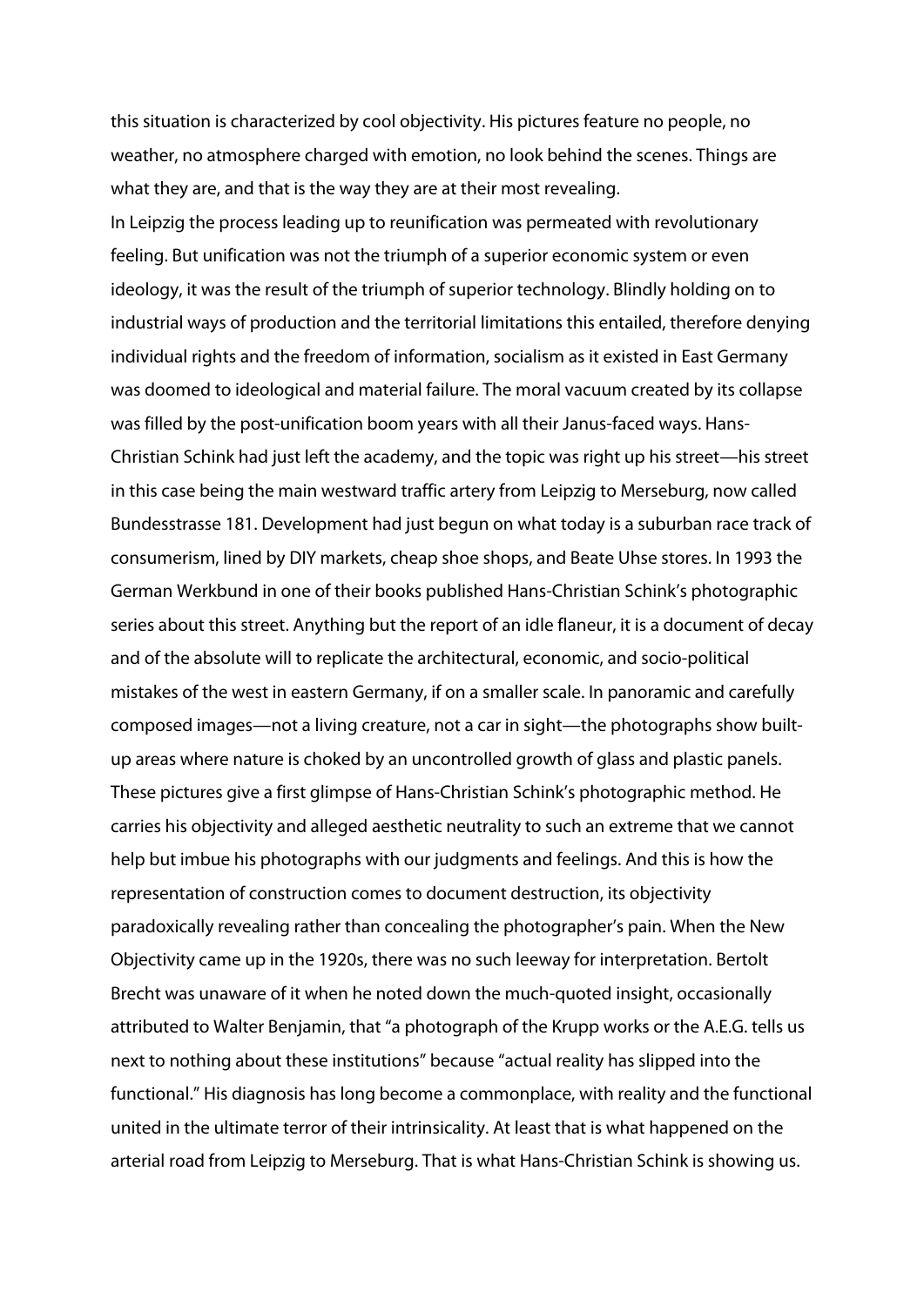this situation is characterized by cool objectivity. His pictures feature no people, no weather, no atmosphere charged with emotion, no look behind the scenes. Things are what they are, and that is the way they are at their most revealing.

In Leipzig the process leading up to reunification was permeated with revolutionary feeling. But unification was not the triumph of a superior economic system or even ideology, it was the result of the triumph of superior technology. Blindly holding on to industrial ways of production and the territorial limitations this entailed, therefore denying individual rights and the freedom of information, socialism as it existed in East Germany was doomed to ideological and material failure. The moral vacuum created by its collapse was filled by the post-unification boom years with all their Janus-faced ways. Hans-Christian Schink had just left the academy, and the topic was right up his street—his street in this case being the main westward traffic artery from Leipzig to Merseburg, now called Bundesstrasse 181. Development had just begun on what today is a suburban race track of consumerism, lined by DIY markets, cheap shoe shops, and Beate Uhse stores. In 1993 the German Werkbund in one of their books published Hans-Christian Schink's photographic series about this street. Anything but the report of an idle flaneur, it is a document of decay and of the absolute will to replicate the architectural, economic, and socio-political mistakes of the west in eastern Germany, if on a smaller scale. In panoramic and carefully composed images—not a living creature, not a car in sight—the photographs show built-up areas where nature is choked by an uncontrolled growth of glass and plastic panels. These pictures give a first glimpse of Hans-Christian Schink's photographic method. He carries his objectivity and alleged aesthetic neutrality to such an extreme that we cannot help but imbue his photographs with our judgments and feelings. And this is how the representation of construction comes to document destruction, its objectivity paradoxically revealing rather than concealing the photographer's pain. When the New Objectivity came up in the 1920s, there was no such leeway for interpretation. Bertolt Brecht was unaware of it when he noted down the much-quoted insight, occasionally attributed to Walter Benjamin, that "a photograph of the Krupp works or the A.E.G. tells us next to nothing about these institutions" because "actual reality has slipped into the functional." His diagnosis has long become a commonplace, with reality and the functional united in the ultimate terror of their intrinsicality. At least that is what happened on the arterial road from Leipzig to Merseburg. That is what Hans-Christian Schink is showing us.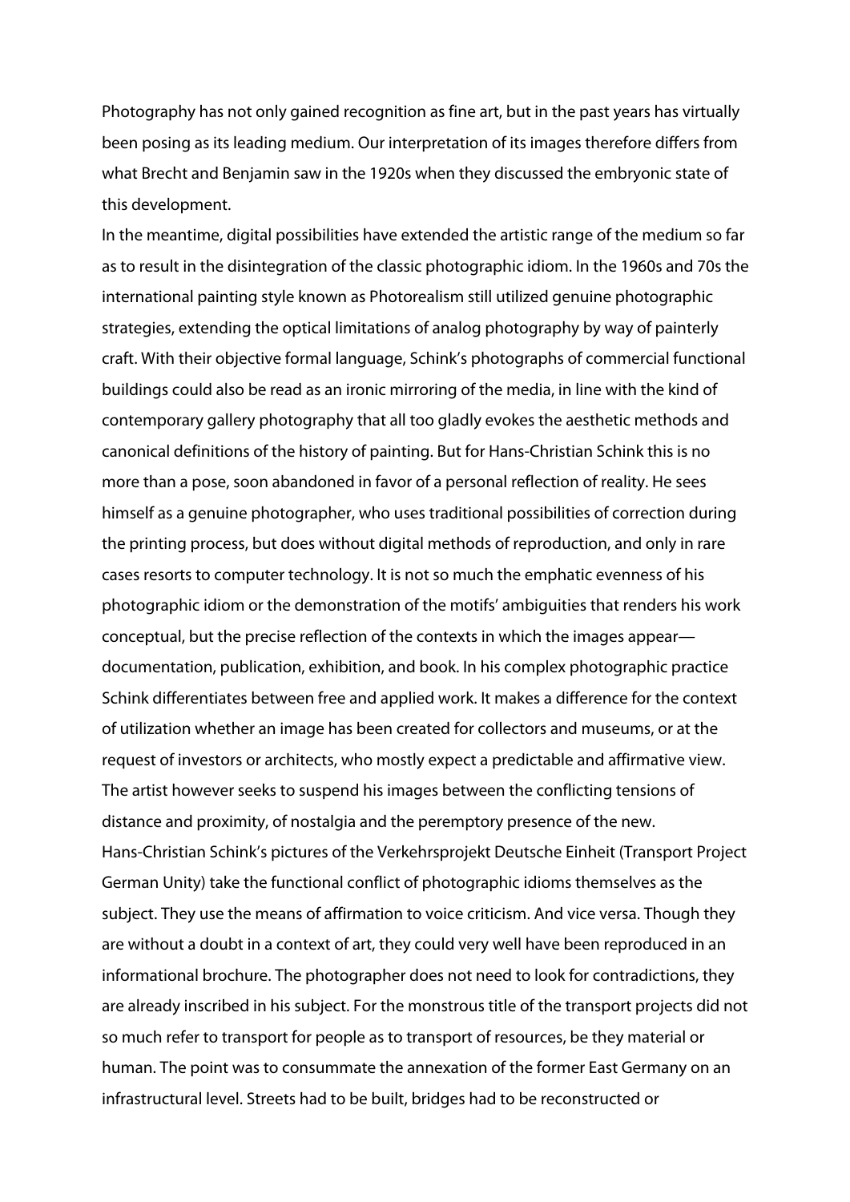Photography has not only gained recognition as fine art, but in the past years has virtually been posing as its leading medium. Our interpretation of its images therefore differs from what Brecht and Benjamin saw in the 1920s when they discussed the embryonic state of this development.

In the meantime, digital possibilities have extended the artistic range of the medium so far as to result in the disintegration of the classic photographic idiom. In the 1960s and 70s the international painting style known as Photorealism still utilized genuine photographic strategies, extending the optical limitations of analog photography by way of painterly craft. With their objective formal language, Schink's photographs of commercial functional buildings could also be read as an ironic mirroring of the media, in line with the kind of contemporary gallery photography that all too gladly evokes the aesthetic methods and canonical definitions of the history of painting. But for Hans-Christian Schink this is no more than a pose, soon abandoned in favor of a personal reflection of reality. He sees himself as a genuine photographer, who uses traditional possibilities of correction during the printing process, but does without digital methods of reproduction, and only in rare cases resorts to computer technology. It is not so much the emphatic evenness of his photographic idiom or the demonstration of the motifs' ambiguities that renders his work conceptual, but the precise reflection of the contexts in which the images appear—documentation, publication, exhibition, and book. In his complex photographic practice Schink differentiates between free and applied work. It makes a difference for the context of utilization whether an image has been created for collectors and museums, or at the request of investors or architects, who mostly expect a predictable and affirmative view. The artist however seeks to suspend his images between the conflicting tensions of distance and proximity, of nostalgia and the peremptory presence of the new.

Hans-Christian Schink's pictures of the Verkehrsprojekt Deutsche Einheit (Transport Project German Unity) take the functional conflict of photographic idioms themselves as the subject. They use the means of affirmation to voice criticism. And vice versa. Though they are without a doubt in a context of art, they could very well have been reproduced in an informational brochure. The photographer does not need to look for contradictions, they are already inscribed in his subject. For the monstrous title of the transport projects did not so much refer to transport for people as to transport of resources, be they material or human. The point was to consummate the annexation of the former East Germany on an infrastructural level. Streets had to be built, bridges had to be reconstructed or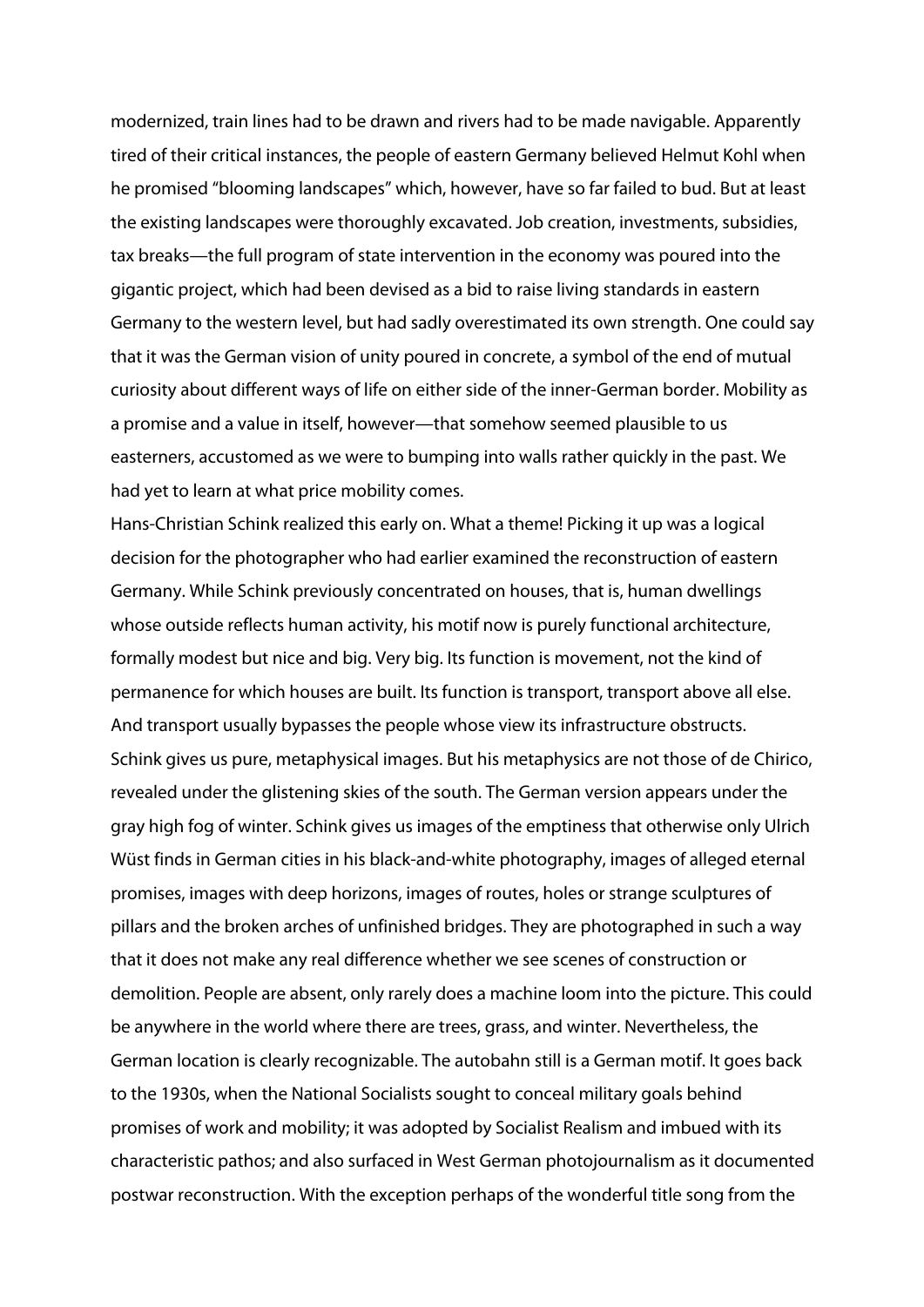modernized, train lines had to be drawn and rivers had to be made navigable. Apparently tired of their critical instances, the people of eastern Germany believed Helmut Kohl when he promised "blooming landscapes" which, however, have so far failed to bud. But at least the existing landscapes were thoroughly excavated. Job creation, investments, subsidies, tax breaks—the full program of state intervention in the economy was poured into the gigantic project, which had been devised as a bid to raise living standards in eastern Germany to the western level, but had sadly overestimated its own strength. One could say that it was the German vision of unity poured in concrete, a symbol of the end of mutual curiosity about different ways of life on either side of the inner-German border. Mobility as a promise and a value in itself, however—that somehow seemed plausible to us easterners, accustomed as we were to bumping into walls rather quickly in the past. We had yet to learn at what price mobility comes.

Hans-Christian Schink realized this early on. What a theme! Picking it up was a logical decision for the photographer who had earlier examined the reconstruction of eastern Germany. While Schink previously concentrated on houses, that is, human dwellings whose outside reflects human activity, his motif now is purely functional architecture, formally modest but nice and big. Very big. Its function is movement, not the kind of permanence for which houses are built. Its function is transport, transport above all else. And transport usually bypasses the people whose view its infrastructure obstructs.

Schink gives us pure, metaphysical images. But his metaphysics are not those of de Chirico, revealed under the glistening skies of the south. The German version appears under the gray high fog of winter. Schink gives us images of the emptiness that otherwise only Ulrich Wüst finds in German cities in his black-and-white photography, images of alleged eternal promises, images with deep horizons, images of routes, holes or strange sculptures of pillars and the broken arches of unfinished bridges. They are photographed in such a way that it does not make any real difference whether we see scenes of construction or demolition. People are absent, only rarely does a machine loom into the picture. This could be anywhere in the world where there are trees, grass, and winter. Nevertheless, the German location is clearly recognizable. The autobahn still is a German motif. It goes back to the 1930s, when the National Socialists sought to conceal military goals behind promises of work and mobility; it was adopted by Socialist Realism and imbued with its characteristic pathos; and also surfaced in West German photojournalism as it documented postwar reconstruction. With the exception perhaps of the wonderful title song from the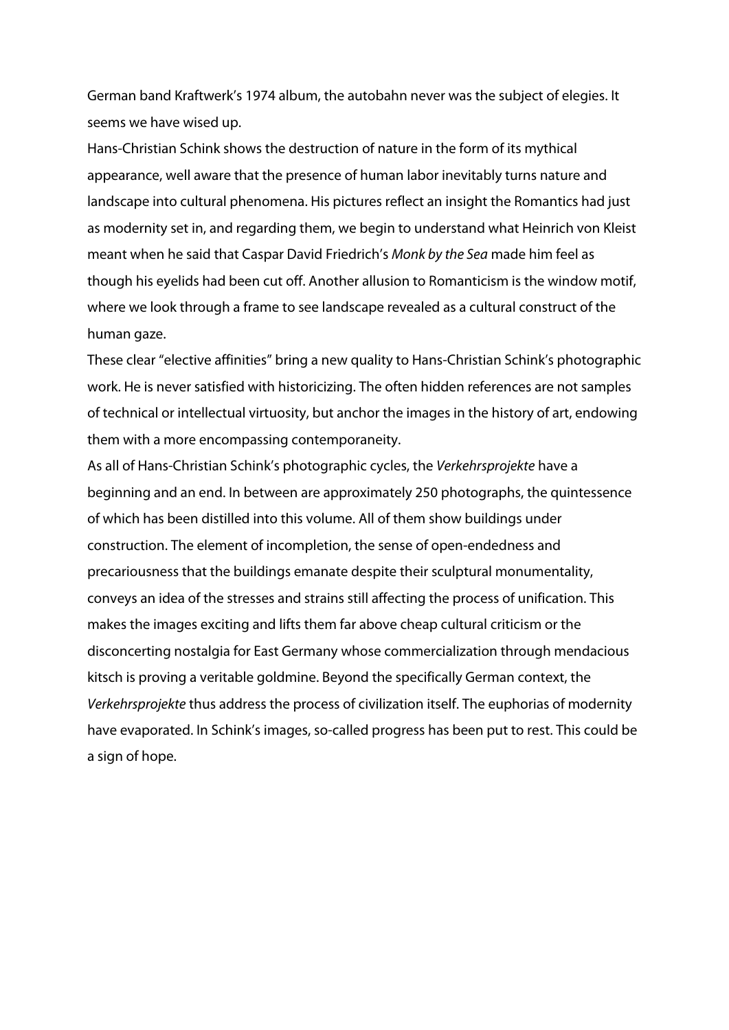German band Kraftwerk's 1974 album, the autobahn never was the subject of elegies. It seems we have wised up.

Hans-Christian Schink shows the destruction of nature in the form of its mythical appearance, well aware that the presence of human labor inevitably turns nature and landscape into cultural phenomena. His pictures reflect an insight the Romantics had just as modernity set in, and regarding them, we begin to understand what Heinrich von Kleist meant when he said that Caspar David Friedrich's *Monk by the Sea* made him feel as though his eyelids had been cut off. Another allusion to Romanticism is the window motif, where we look through a frame to see landscape revealed as a cultural construct of the human gaze.

These clear "elective affinities" bring a new quality to Hans-Christian Schink's photographic work. He is never satisfied with historicizing. The often hidden references are not samples of technical or intellectual virtuosity, but anchor the images in the history of art, endowing them with a more encompassing contemporaneity.

As all of Hans-Christian Schink's photographic cycles, the *Verkehrsprojekte* have a beginning and an end. In between are approximately 250 photographs, the quintessence of which has been distilled into this volume. All of them show buildings under construction. The element of incompletion, the sense of open-endedness and precariousness that the buildings emanate despite their sculptural monumentality, conveys an idea of the stresses and strains still affecting the process of unification. This makes the images exciting and lifts them far above cheap cultural criticism or the disconcerting nostalgia for East Germany whose commercialization through mendacious kitsch is proving a veritable goldmine. Beyond the specifically German context, the *Verkehrsprojekte* thus address the process of civilization itself. The euphorias of modernity have evaporated. In Schink's images, so-called progress has been put to rest. This could be a sign of hope.